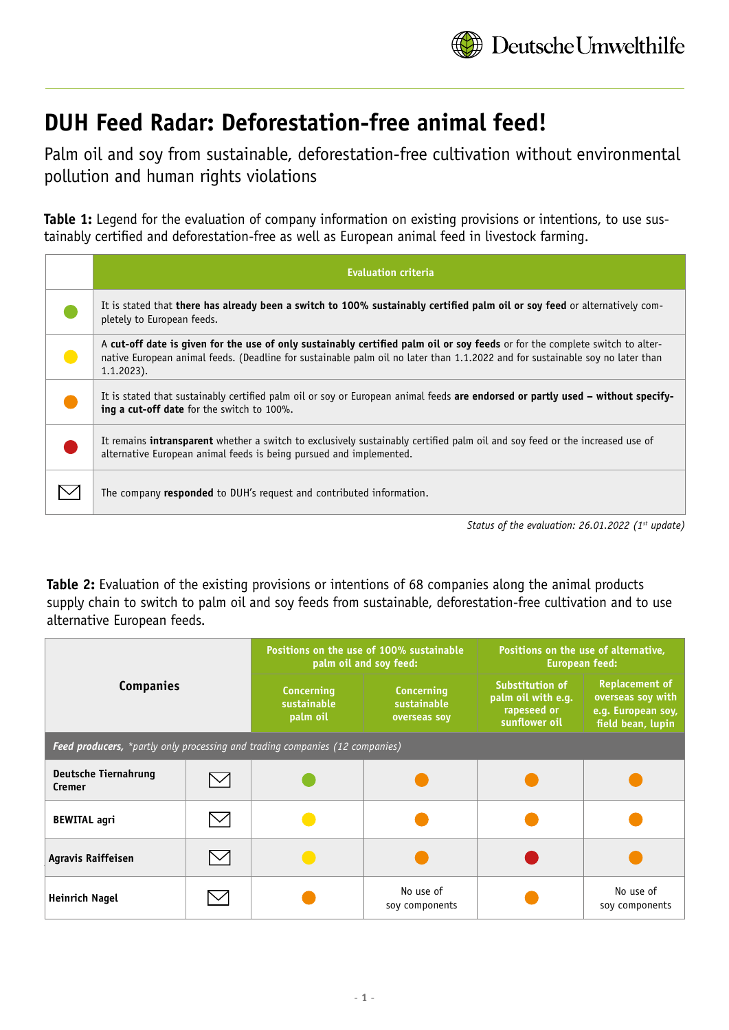# DUH Feed Radar: Deforestation-free animal feed!

Palm oil and soy from sustainable, deforestation-free cultivation without environmental pollution and human rights violations

**Table 1:** Legend for the evaluation of company information on existing provisions or intentions, to use sustainably certified and deforestation-free as well as European animal feed in livestock farming.

| | Evaluation criteria |
|---|---|
| 🟢 | It is stated that **there has already been a switch to 100% sustainably certified palm oil or soy feed** or alternatively completely to European feeds. |
| 🟡 | A **cut-off date is given for the use of only sustainably certified palm oil or soy feeds** or for the complete switch to alternative European animal feeds. (Deadline for sustainable palm oil no later than 1.1.2022 and for sustainable soy no later than 1.1.2023). |
| 🟠 | It is stated that sustainably certified palm oil or soy or European animal feeds **are endorsed or partly used – without specifying a cut-off date** for the switch to 100%. |
| 🔴 | It remains **intransparent** whether a switch to exclusively sustainably certified palm oil and soy feed or the increased use of alternative European animal feeds is being pursued and implemented. |
| ✉ | The company **responded** to DUH's request and contributed information. |

*Status of the evaluation: 26.01.2022 (1st update)*

**Table 2:** Evaluation of the existing provisions or intentions of 68 companies along the animal products supply chain to switch to palm oil and soy feeds from sustainable, deforestation-free cultivation and to use alternative European feeds.

| Companies | | Positions on the use of 100% sustainable palm oil and soy feed: | | Positions on the use of alternative, European feed: | |
|---|---|---|---|---|---|
| | | Concerning sustainable palm oil | Concerning sustainable overseas soy | Substitution of palm oil with e.g. rapeseed or sunflower oil | Replacement of overseas soy with e.g. European soy, field bean, lupin |
| ***Feed producers,** \*partly only processing and trading companies (12 companies)* | | | | | |
| **Deutsche Tiernahrung Cremer** | ✉ | 🟢 | 🟠 | 🟠 | 🟠 |
| **BEWITAL agri** | ✉ | 🟡 | 🟠 | 🟠 | 🟠 |
| **Agravis Raiffeisen** | ✉ | 🟡 | 🟠 | 🔴 | 🟠 |
| **Heinrich Nagel** | ✉ | 🟠 | No use of soy components | 🟠 | No use of soy components |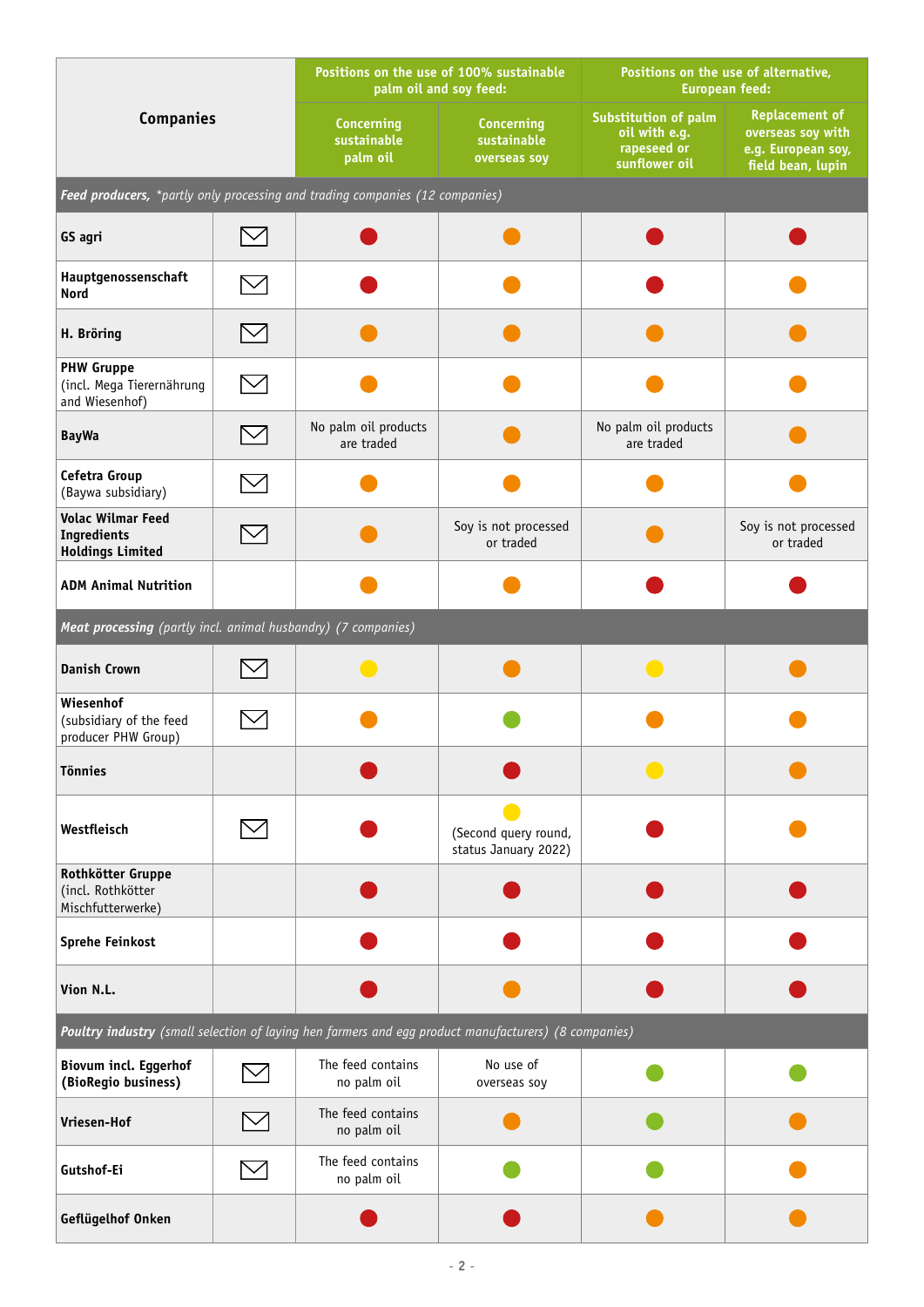| Companies | | Positions on the use of 100% sustainable palm oil and soy feed: | | Positions on the use of alternative, European feed: | |
|---|---|---|---|---|---|
| | | Concerning sustainable palm oil | Concerning sustainable overseas soy | Substitution of palm oil with e.g. rapeseed or sunflower oil | Replacement of overseas soy with e.g. European soy, field bean, lupin |
| ***Feed producers,*** *\*partly only processing and trading companies (12 companies)* | | | | | |
| **GS agri** | ✉ | 🔴 | 🟠 | 🔴 | 🔴 |
| **Hauptgenossenschaft Nord** | ✉ | 🔴 | 🟠 | 🔴 | 🟠 |
| **H. Bröring** | ✉ | 🟠 | 🟠 | 🟠 | 🟠 |
| **PHW Gruppe** (incl. Mega Tierernährung and Wiesenhof) | ✉ | 🟠 | 🟠 | 🟠 | 🟠 |
| **BayWa** | ✉ | No palm oil products are traded | 🟠 | No palm oil products are traded | 🟠 |
| **Cefetra Group** (Baywa subsidiary) | ✉ | 🟠 | 🟠 | 🟠 | 🟠 |
| **Volac Wilmar Feed Ingredients Holdings Limited** | ✉ | 🟠 | Soy is not processed or traded | 🟠 | Soy is not processed or traded |
| **ADM Animal Nutrition** | | 🟠 | 🟠 | 🔴 | 🔴 |
| ***Meat processing*** *(partly incl. animal husbandry) (7 companies)* | | | | | |
| **Danish Crown** | ✉ | 🟡 | 🟠 | 🟡 | 🟠 |
| **Wiesenhof** (subsidiary of the feed producer PHW Group) | ✉ | 🟠 | 🟢 | 🟠 | 🟠 |
| **Tönnies** | | 🔴 | 🔴 | 🟡 | 🟠 |
| **Westfleisch** | ✉ | 🔴 | 🟡 (Second query round, status January 2022) | 🔴 | 🟠 |
| **Rothkötter Gruppe** (incl. Rothkötter Mischfutterwerke) | | 🔴 | 🔴 | 🔴 | 🔴 |
| **Sprehe Feinkost** | | 🔴 | 🔴 | 🔴 | 🔴 |
| **Vion N.L.** | | 🔴 | 🟠 | 🔴 | 🔴 |
| ***Poultry industry*** *(small selection of laying hen farmers and egg product manufacturers) (8 companies)* | | | | | |
| **Biovum incl. Eggerhof (BioRegio business)** | ✉ | The feed contains no palm oil | No use of overseas soy | 🟢 | 🟢 |
| **Vriesen-Hof** | ✉ | The feed contains no palm oil | 🟠 | 🟢 | 🟠 |
| **Gutshof-Ei** | ✉ | The feed contains no palm oil | 🟢 | 🟢 | 🟠 |
| **Geflügelhof Onken** | | 🔴 | 🔴 | 🟠 | 🟠 |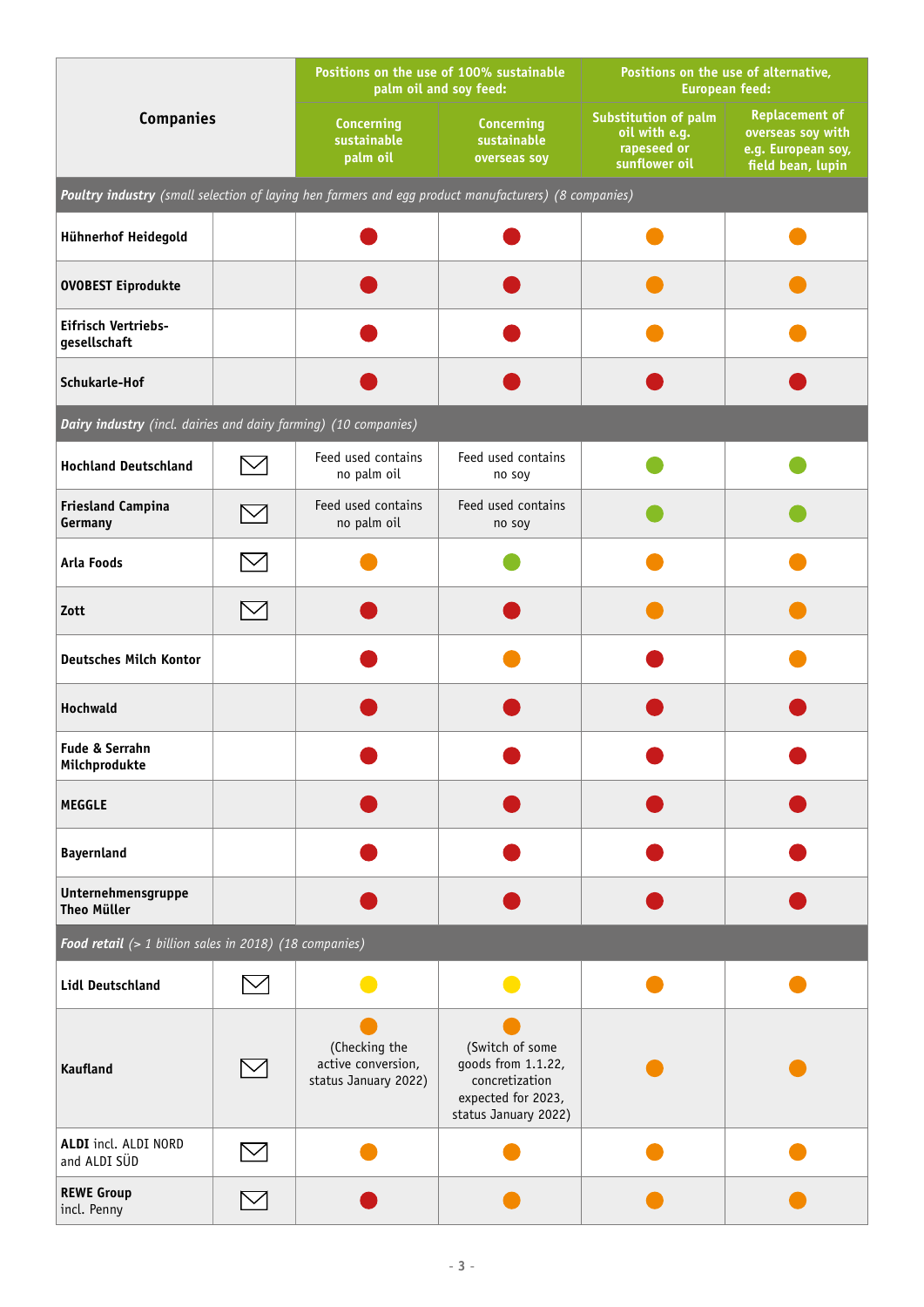| Companies | | Positions on the use of 100% sustainable palm oil and soy feed: | | Positions on the use of alternative, European feed: | |
|---|---|---|---|---|---|
| | | Concerning sustainable palm oil | Concerning sustainable overseas soy | Substitution of palm oil with e.g. rapeseed or sunflower oil | Replacement of overseas soy with e.g. European soy, field bean, lupin |
| ***Poultry industry*** *(small selection of laying hen farmers and egg product manufacturers) (8 companies)* | | | | | |
| **Hühnerhof Heidegold** | | 🔴 | 🔴 | 🟠 | 🟠 |
| **OVOBEST Eiprodukte** | | 🔴 | 🔴 | 🟠 | 🟠 |
| **Eifrisch Vertriebs-gesellschaft** | | 🔴 | 🔴 | 🟠 | 🟠 |
| **Schukarle-Hof** | | 🔴 | 🔴 | 🔴 | 🔴 |
| ***Dairy industry*** *(incl. dairies and dairy farming) (10 companies)* | | | | | |
| **Hochland Deutschland** | ✉ | Feed used contains no palm oil | Feed used contains no soy | 🟢 | 🟢 |
| **Friesland Campina Germany** | ✉ | Feed used contains no palm oil | Feed used contains no soy | 🟢 | 🟢 |
| **Arla Foods** | ✉ | 🟠 | 🟢 | 🟠 | 🟠 |
| **Zott** | ✉ | 🔴 | 🔴 | 🟠 | 🟠 |
| **Deutsches Milch Kontor** | | 🔴 | 🟠 | 🔴 | 🟠 |
| **Hochwald** | | 🔴 | 🔴 | 🔴 | 🔴 |
| **Fude & Serrahn Milchprodukte** | | 🔴 | 🔴 | 🔴 | 🔴 |
| **MEGGLE** | | 🔴 | 🔴 | 🔴 | 🔴 |
| **Bayernland** | | 🔴 | 🔴 | 🔴 | 🔴 |
| **Unternehmensgruppe Theo Müller** | | 🔴 | 🔴 | 🔴 | 🔴 |
| ***Food retail*** *(> 1 billion sales in 2018) (18 companies)* | | | | | |
| **Lidl Deutschland** | ✉ | 🟡 | 🟡 | 🟠 | 🟠 |
| **Kaufland** | ✉ | 🟠 (Checking the active conversion, status January 2022) | 🟠 (Switch of some goods from 1.1.22, concretization expected for 2023, status January 2022) | 🟠 | 🟠 |
| **ALDI** incl. ALDI NORD and ALDI SÜD | ✉ | 🟠 | 🟠 | 🟠 | 🟠 |
| **REWE Group** incl. Penny | ✉ | 🔴 | 🟠 | 🟠 | 🟠 |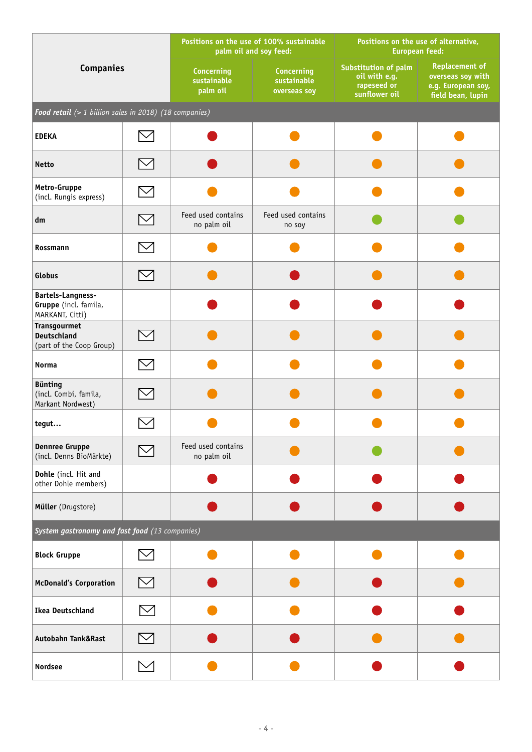| Companies | | Positions on the use of 100% sustainable palm oil and soy feed: | | Positions on the use of alternative, European feed: | |
|---|---|---|---|---|---|
| | | Concerning sustainable palm oil | Concerning sustainable overseas soy | Substitution of palm oil with e.g. rapeseed or sunflower oil | Replacement of overseas soy with e.g. European soy, field bean, lupin |
| ***Food retail*** *(> 1 billion sales in 2018) (18 companies)* | | | | | |
| **EDEKA** | ✉ | 🔴 | 🟠 | 🟠 | 🟠 |
| **Netto** | ✉ | 🔴 | 🟠 | 🟠 | 🟠 |
| **Metro-Gruppe** (incl. Rungis express) | ✉ | 🟠 | 🟠 | 🟠 | 🟠 |
| **dm** | ✉ | Feed used contains no palm oil | Feed used contains no soy | 🟢 | 🟢 |
| **Rossmann** | ✉ | 🟠 | 🟠 | 🟠 | 🟠 |
| **Globus** | ✉ | 🟠 | 🔴 | 🟠 | 🟠 |
| **Bartels-Langness-Gruppe** (incl. famila, MARKANT, Citti) | | 🔴 | 🔴 | 🔴 | 🔴 |
| **Transgourmet Deutschland** (part of the Coop Group) | ✉ | 🟠 | 🟠 | 🟠 | 🟠 |
| **Norma** | ✉ | 🟠 | 🟠 | 🟠 | 🟠 |
| **Bünting** (incl. Combi, famila, Markant Nordwest) | ✉ | 🟠 | 🟠 | 🟠 | 🟠 |
| **tegut…** | ✉ | 🟠 | 🟠 | 🟠 | 🟠 |
| **Dennree Gruppe** (incl. Denns BioMärkte) | ✉ | Feed used contains no palm oil | 🟠 | 🟢 | 🟠 |
| **Dohle** (incl. Hit and other Dohle members) | | 🔴 | 🔴 | 🔴 | 🔴 |
| **Müller** (Drugstore) | | 🔴 | 🔴 | 🔴 | 🔴 |
| ***System gastronomy and fast food*** *(13 companies)* | | | | | |
| **Block Gruppe** | ✉ | 🟠 | 🟠 | 🟠 | 🟠 |
| **McDonald's Corporation** | ✉ | 🔴 | 🟠 | 🔴 | 🟠 |
| **Ikea Deutschland** | ✉ | 🟠 | 🟠 | 🔴 | 🔴 |
| **Autobahn Tank&Rast** | ✉ | 🔴 | 🔴 | 🟠 | 🟠 |
| **Nordsee** | ✉ | 🟠 | 🟠 | 🔴 | 🔴 |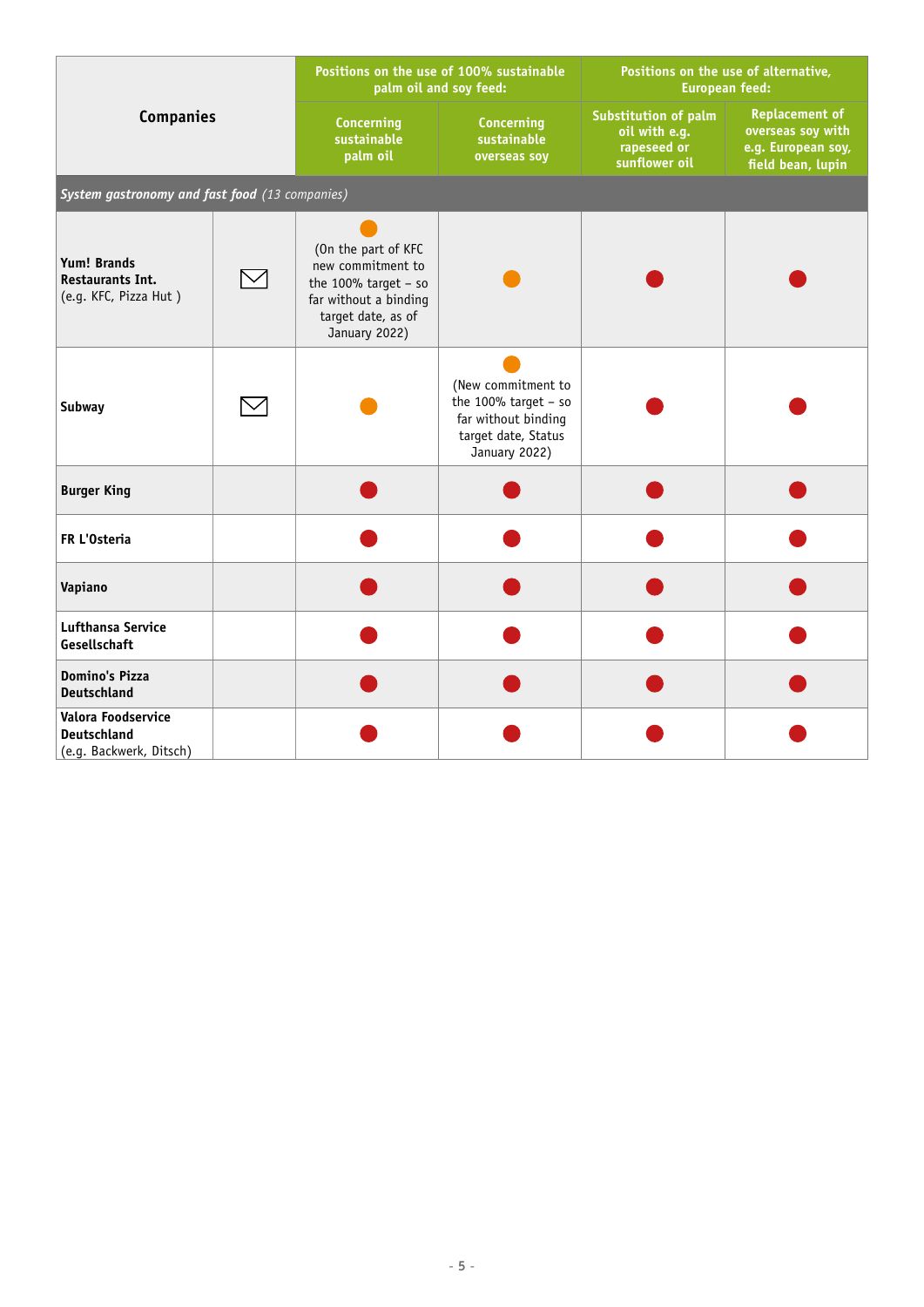| Companies | | Positions on the use of 100% sustainable palm oil and soy feed: | | Positions on the use of alternative, European feed: | |
|---|---|---|---|---|---|
| | | Concerning sustainable palm oil | Concerning sustainable overseas soy | Substitution of palm oil with e.g. rapeseed or sunflower oil | Replacement of overseas soy with e.g. European soy, field bean, lupin |
| *System gastronomy and fast food (13 companies)* | | | | | |
| **Yum! Brands Restaurants Int.** (e.g. KFC, Pizza Hut ) | ✉ | 🟠 (On the part of KFC new commitment to the 100% target – so far without a binding target date, as of January 2022) | 🟠 | 🔴 | 🔴 |
| **Subway** | ✉ | 🟠 | 🟠 (New commitment to the 100% target – so far without binding target date, Status January 2022) | 🔴 | 🔴 |
| **Burger King** | | 🔴 | 🔴 | 🔴 | 🔴 |
| **FR L'Osteria** | | 🔴 | 🔴 | 🔴 | 🔴 |
| **Vapiano** | | 🔴 | 🔴 | 🔴 | 🔴 |
| **Lufthansa Service Gesellschaft** | | 🔴 | 🔴 | 🔴 | 🔴 |
| **Domino's Pizza Deutschland** | | 🔴 | 🔴 | 🔴 | 🔴 |
| **Valora Foodservice Deutschland** (e.g. Backwerk, Ditsch) | | 🔴 | 🔴 | 🔴 | 🔴 |